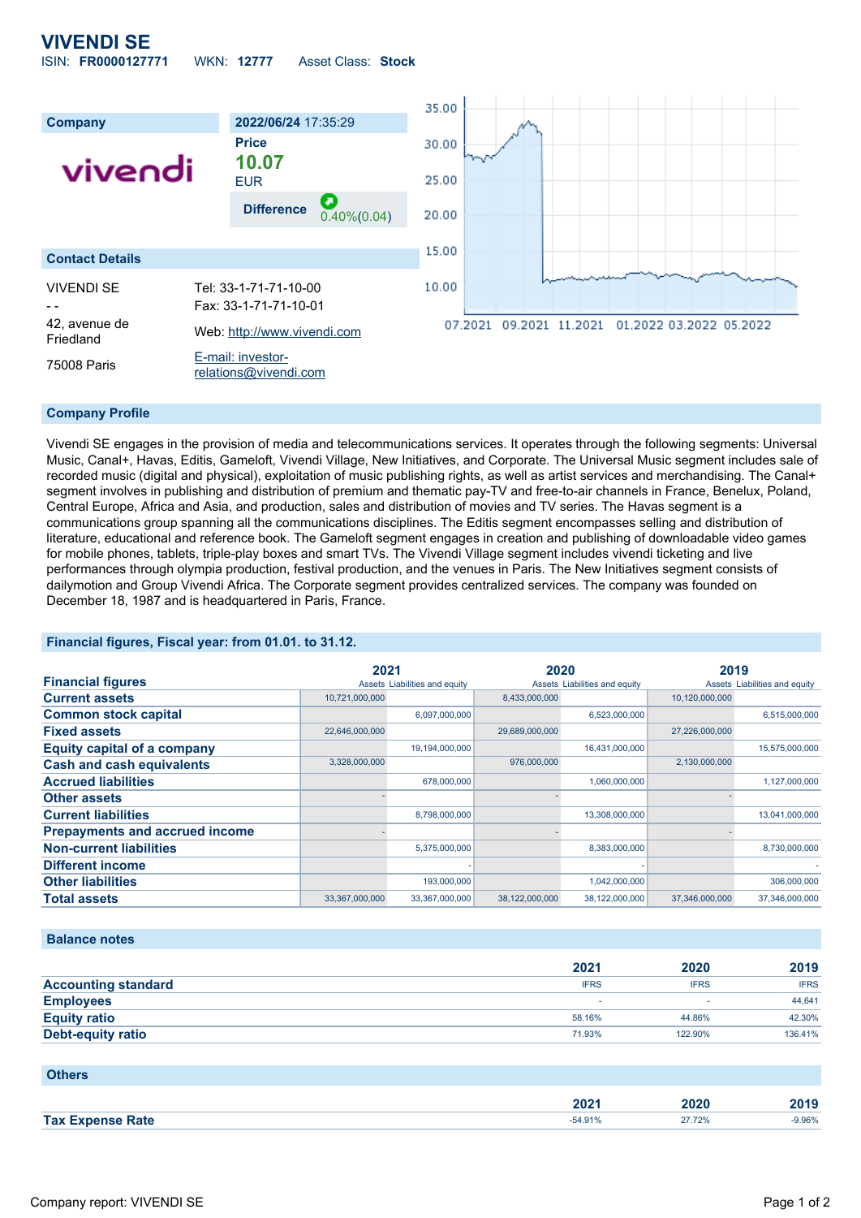# VIVENDI SE

ISIN: **FR0000127771** WKN: **12777** Asset Class: **Stock**

| Company | 2022/06/24 17:35:29 |
|---|---|
| vivendi | Price **10.07** EUR |
| | Difference 0.40%(0.04) |

## Contact Details

| | |
|---|---|
| VIVENDI SE | Tel: 33-1-71-71-10-00 |
| - - | Fax: 33-1-71-71-10-01 |
| 42, avenue de Friedland | Web: http://www.vivendi.com |
| 75008 Paris | E-mail: investor-relations@vivendi.com |

## Company Profile

Vivendi SE engages in the provision of media and telecommunications services. It operates through the following segments: Universal Music, Canal+, Havas, Editis, Gameloft, Vivendi Village, New Initiatives, and Corporate. The Universal Music segment includes sale of recorded music (digital and physical), exploitation of music publishing rights, as well as artist services and merchandising. The Canal+ segment involves in publishing and distribution of premium and thematic pay-TV and free-to-air channels in France, Benelux, Poland, Central Europe, Africa and Asia, and production, sales and distribution of movies and TV series. The Havas segment is a communications group spanning all the communications disciplines. The Editis segment encompasses selling and distribution of literature, educational and reference book. The Gameloft segment engages in creation and publishing of downloadable video games for mobile phones, tablets, triple-play boxes and smart TVs. The Vivendi Village segment includes vivendi ticketing and live performances through olympia production, festival production, and the venues in Paris. The New Initiatives segment consists of dailymotion and Group Vivendi Africa. The Corporate segment provides centralized services. The company was founded on December 18, 1987 and is headquartered in Paris, France.

## Financial figures, Fiscal year: from 01.01. to 31.12.

| Financial figures | 2021 Assets | 2021 Liabilities and equity | 2020 Assets | 2020 Liabilities and equity | 2019 Assets | 2019 Liabilities and equity |
|---|---|---|---|---|---|---|
| Current assets | 10,721,000,000 | | 8,433,000,000 | | 10,120,000,000 | |
| Common stock capital | | 6,097,000,000 | | 6,523,000,000 | | 6,515,000,000 |
| Fixed assets | 22,646,000,000 | | 29,689,000,000 | | 27,226,000,000 | |
| Equity capital of a company | | 19,194,000,000 | | 16,431,000,000 | | 15,575,000,000 |
| Cash and cash equivalents | 3,328,000,000 | | 976,000,000 | | 2,130,000,000 | |
| Accrued liabilities | | 678,000,000 | | 1,060,000,000 | | 1,127,000,000 |
| Other assets | - | | - | | - | |
| Current liabilities | | 8,798,000,000 | | 13,308,000,000 | | 13,041,000,000 |
| Prepayments and accrued income | - | | - | | - | |
| Non-current liabilities | | 5,375,000,000 | | 8,383,000,000 | | 8,730,000,000 |
| Different income | | - | | - | | - |
| Other liabilities | | 193,000,000 | | 1,042,000,000 | | 306,000,000 |
| Total assets | 33,367,000,000 | 33,367,000,000 | 38,122,000,000 | 38,122,000,000 | 37,346,000,000 | 37,346,000,000 |

## Balance notes

| | 2021 | 2020 | 2019 |
|---|---|---|---|
| Accounting standard | IFRS | IFRS | IFRS |
| Employees | - | - | 44,641 |
| Equity ratio | 58.16% | 44.86% | 42.30% |
| Debt-equity ratio | 71.93% | 122.90% | 136.41% |

## Others

| | 2021 | 2020 | 2019 |
|---|---|---|---|
| Tax Expense Rate | -54.91% | 27.72% | -9.96% |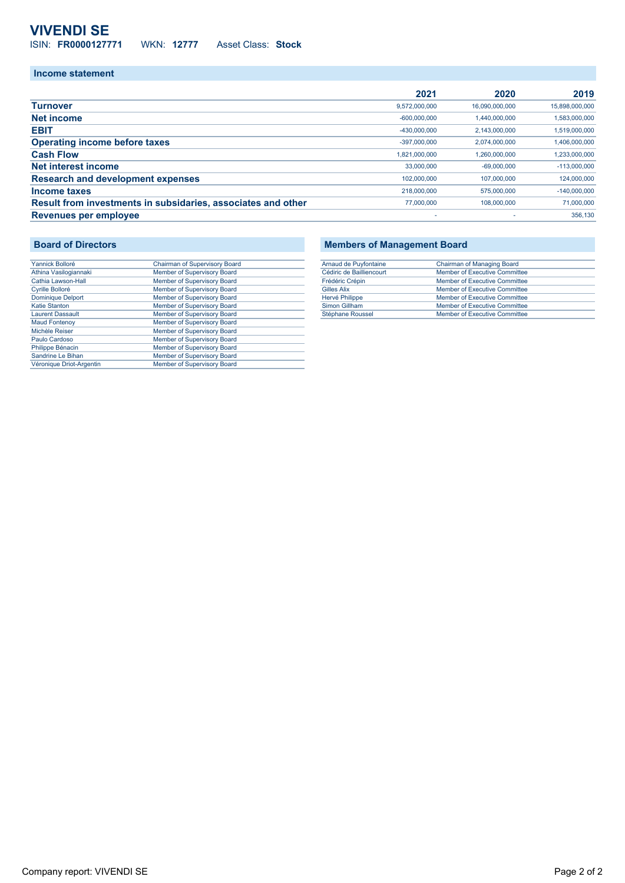# VIVENDI SE

ISIN: **FR0000127771** WKN: **12777** Asset Class: **Stock**

## Income statement

| | 2021 | 2020 | 2019 |
|---|---|---|---|
| **Turnover** | 9,572,000,000 | 16,090,000,000 | 15,898,000,000 |
| **Net income** | -600,000,000 | 1,440,000,000 | 1,583,000,000 |
| **EBIT** | -430,000,000 | 2,143,000,000 | 1,519,000,000 |
| **Operating income before taxes** | -397,000,000 | 2,074,000,000 | 1,406,000,000 |
| **Cash Flow** | 1,821,000,000 | 1,260,000,000 | 1,233,000,000 |
| **Net interest income** | 33,000,000 | -69,000,000 | -113,000,000 |
| **Research and development expenses** | 102,000,000 | 107,000,000 | 124,000,000 |
| **Income taxes** | 218,000,000 | 575,000,000 | -140,000,000 |
| **Result from investments in subsidaries, associates and other** | 77,000,000 | 108,000,000 | 71,000,000 |
| **Revenues per employee** | - | - | 356,130 |

## Board of Directors

| | |
|---|---|
| Yannick Bolloré | Chairman of Supervisory Board |
| Athina Vasilogiannaki | Member of Supervisory Board |
| Cathia Lawson-Hall | Member of Supervisory Board |
| Cyrille Bolloré | Member of Supervisory Board |
| Dominique Delport | Member of Supervisory Board |
| Katie Stanton | Member of Supervisory Board |
| Laurent Dassault | Member of Supervisory Board |
| Maud Fontenoy | Member of Supervisory Board |
| Michèle Reiser | Member of Supervisory Board |
| Paulo Cardoso | Member of Supervisory Board |
| Philippe Bénacin | Member of Supervisory Board |
| Sandrine Le Bihan | Member of Supervisory Board |
| Véronique Driot-Argentin | Member of Supervisory Board |

## Members of Management Board

| | |
|---|---|
| Arnaud de Puyfontaine | Chairman of Managing Board |
| Cédiric de Bailliencourt | Member of Executive Committee |
| Frédéric Crépin | Member of Executive Committee |
| Gilles Alix | Member of Executive Committee |
| Hervé Philippe | Member of Executive Committee |
| Simon Gillham | Member of Executive Committee |
| Stéphane Roussel | Member of Executive Committee |